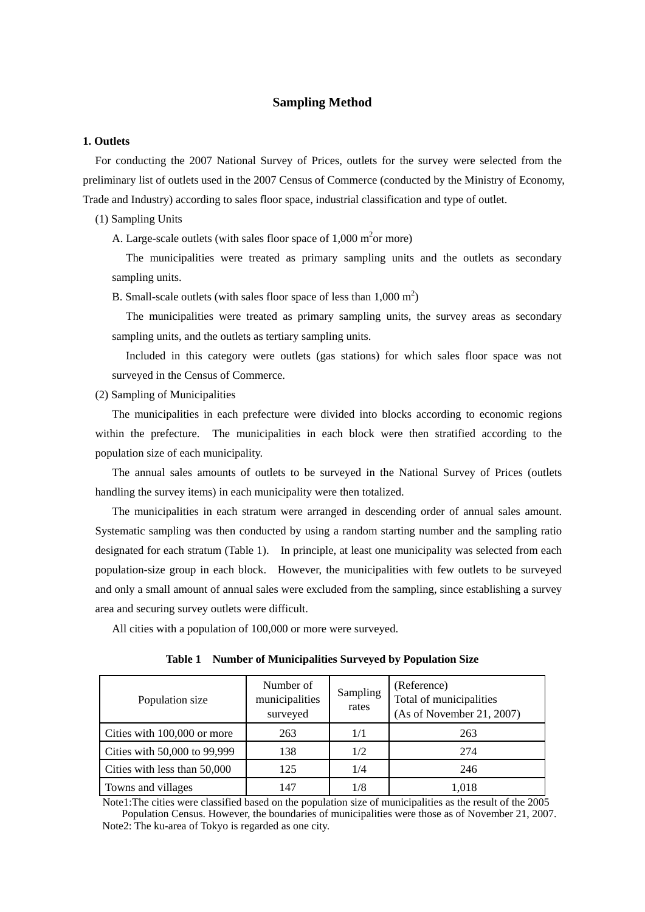# Sampling Method

## 1. Outlets

For conducting the 2007 National Survey of Prices, outlets for the survey were selected from the preliminary list of outlets used in the 2007 Census of Commerce (conducted by the Ministry of Economy, Trade and Industry) according to sales floor space, industrial classification and type of outlet.

(1) Sampling Units

A. Large-scale outlets (with sales floor space of 1,000 $m^2$ or more)

The municipalities were treated as primary sampling units and the outlets as secondary sampling units.

B. Small-scale outlets (with sales floor space of less than 1,000 $m^2$)

The municipalities were treated as primary sampling units, the survey areas as secondary sampling units, and the outlets as tertiary sampling units.

Included in this category were outlets (gas stations) for which sales floor space was not surveyed in the Census of Commerce.

(2) Sampling of Municipalities

The municipalities in each prefecture were divided into blocks according to economic regions within the prefecture. The municipalities in each block were then stratified according to the population size of each municipality.

The annual sales amounts of outlets to be surveyed in the National Survey of Prices (outlets handling the survey items) in each municipality were then totalized.

The municipalities in each stratum were arranged in descending order of annual sales amount. Systematic sampling was then conducted by using a random starting number and the sampling ratio designated for each stratum (Table 1). In principle, at least one municipality was selected from each population-size group in each block. However, the municipalities with few outlets to be surveyed and only a small amount of annual sales were excluded from the sampling, since establishing a survey area and securing survey outlets were difficult.

All cities with a population of 100,000 or more were surveyed.

**Table 1 Number of Municipalities Surveyed by Population Size**

| Population size | Number of municipalities surveyed | Sampling rates | (Reference) Total of municipalities (As of November 21, 2007) |
|---|---|---|---|
| Cities with 100,000 or more | 263 | 1/1 | 263 |
| Cities with 50,000 to 99,999 | 138 | 1/2 | 274 |
| Cities with less than 50,000 | 125 | 1/4 | 246 |
| Towns and villages | 147 | 1/8 | 1,018 |

Note1:The cities were classified based on the population size of municipalities as the result of the 2005 Population Census. However, the boundaries of municipalities were those as of November 21, 2007.
Note2: The ku-area of Tokyo is regarded as one city.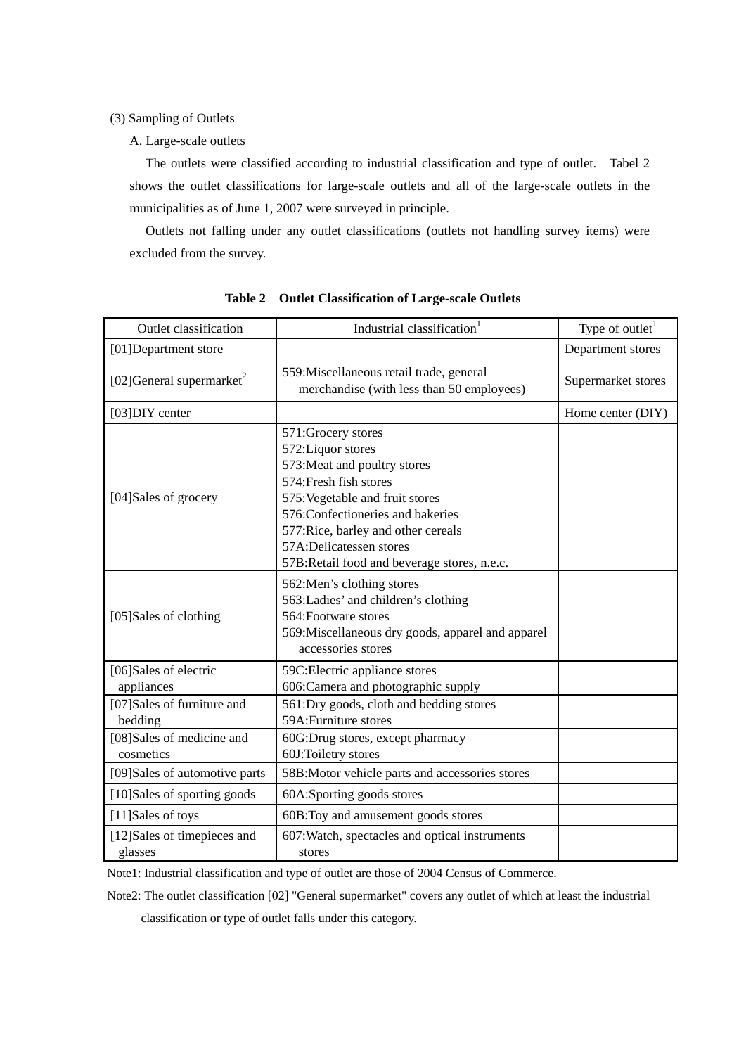(3) Sampling of Outlets

A. Large-scale outlets

The outlets were classified according to industrial classification and type of outlet. Tabel 2 shows the outlet classifications for large-scale outlets and all of the large-scale outlets in the municipalities as of June 1, 2007 were surveyed in principle.

Outlets not falling under any outlet classifications (outlets not handling survey items) were excluded from the survey.

**Table 2 Outlet Classification of Large-scale Outlets**

| Outlet classification | Industrial classification[1] | Type of outlet[1] |
|---|---|---|
| [01]Department store | | Department stores |
| [02]General supermarket[2] | 559:Miscellaneous retail trade, general merchandise (with less than 50 employees) | Supermarket stores |
| [03]DIY center | | Home center (DIY) |
| [04]Sales of grocery | 571:Grocery stores<br>572:Liquor stores<br>573:Meat and poultry stores<br>574:Fresh fish stores<br>575:Vegetable and fruit stores<br>576:Confectioneries and bakeries<br>577:Rice, barley and other cereals<br>57A:Delicatessen stores<br>57B:Retail food and beverage stores, n.e.c. | |
| [05]Sales of clothing | 562:Men's clothing stores<br>563:Ladies' and children's clothing<br>564:Footware stores<br>569:Miscellaneous dry goods, apparel and apparel accessories stores | |
| [06]Sales of electric appliances | 59C:Electric appliance stores<br>606:Camera and photographic supply | |
| [07]Sales of furniture and bedding | 561:Dry goods, cloth and bedding stores<br>59A:Furniture stores | |
| [08]Sales of medicine and cosmetics | 60G:Drug stores, except pharmacy<br>60J:Toiletry stores | |
| [09]Sales of automotive parts | 58B:Motor vehicle parts and accessories stores | |
| [10]Sales of sporting goods | 60A:Sporting goods stores | |
| [11]Sales of toys | 60B:Toy and amusement goods stores | |
| [12]Sales of timepieces and glasses | 607:Watch, spectacles and optical instruments stores | |

Note1: Industrial classification and type of outlet are those of 2004 Census of Commerce.

Note2: The outlet classification [02] "General supermarket" covers any outlet of which at least the industrial classification or type of outlet falls under this category.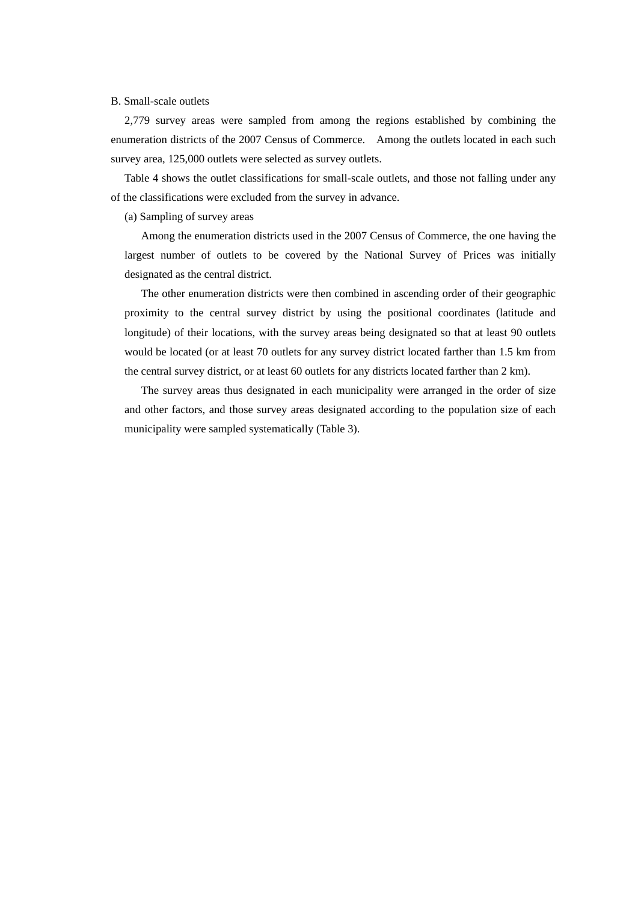B. Small-scale outlets

2,779 survey areas were sampled from among the regions established by combining the enumeration districts of the 2007 Census of Commerce. Among the outlets located in each such survey area, 125,000 outlets were selected as survey outlets.

Table 4 shows the outlet classifications for small-scale outlets, and those not falling under any of the classifications were excluded from the survey in advance.

(a) Sampling of survey areas

Among the enumeration districts used in the 2007 Census of Commerce, the one having the largest number of outlets to be covered by the National Survey of Prices was initially designated as the central district.

The other enumeration districts were then combined in ascending order of their geographic proximity to the central survey district by using the positional coordinates (latitude and longitude) of their locations, with the survey areas being designated so that at least 90 outlets would be located (or at least 70 outlets for any survey district located farther than 1.5 km from the central survey district, or at least 60 outlets for any districts located farther than 2 km).

The survey areas thus designated in each municipality were arranged in the order of size and other factors, and those survey areas designated according to the population size of each municipality were sampled systematically (Table 3).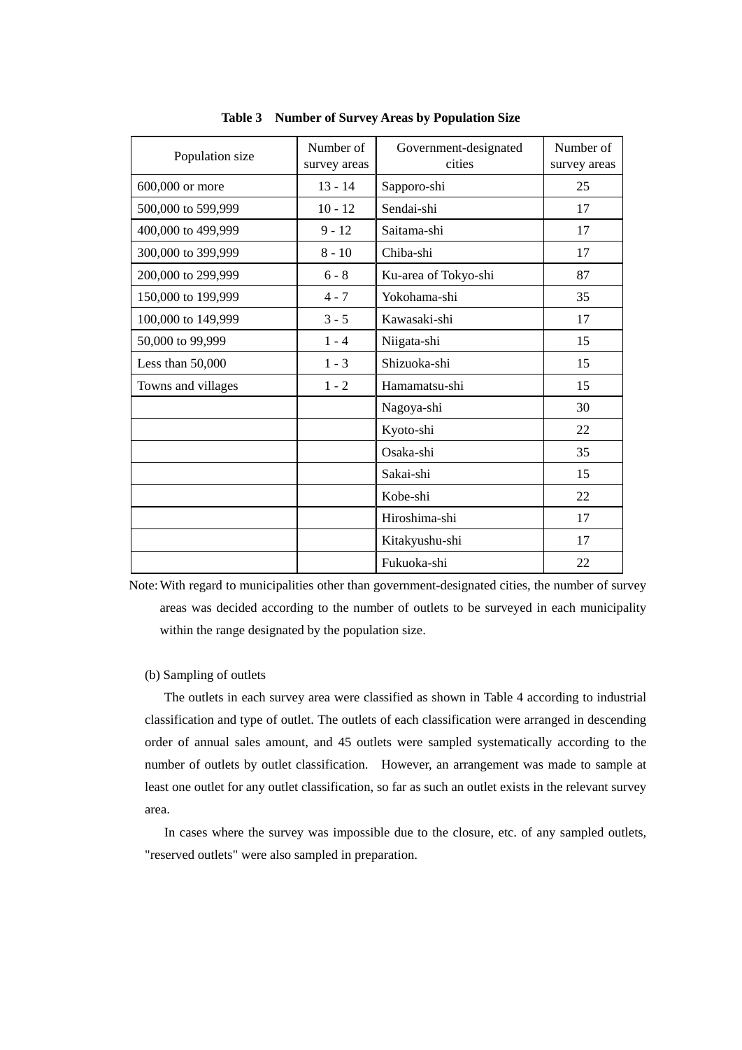**Table 3 Number of Survey Areas by Population Size**

| Population size | Number of survey areas | Government-designated cities | Number of survey areas |
|---|---|---|---|
| 600,000 or more | 13 - 14 | Sapporo-shi | 25 |
| 500,000 to 599,999 | 10 - 12 | Sendai-shi | 17 |
| 400,000 to 499,999 | 9 - 12 | Saitama-shi | 17 |
| 300,000 to 399,999 | 8 - 10 | Chiba-shi | 17 |
| 200,000 to 299,999 | 6 - 8 | Ku-area of Tokyo-shi | 87 |
| 150,000 to 199,999 | 4 - 7 | Yokohama-shi | 35 |
| 100,000 to 149,999 | 3 - 5 | Kawasaki-shi | 17 |
| 50,000 to 99,999 | 1 - 4 | Niigata-shi | 15 |
| Less than 50,000 | 1 - 3 | Shizuoka-shi | 15 |
| Towns and villages | 1 - 2 | Hamamatsu-shi | 15 |
| | | Nagoya-shi | 30 |
| | | Kyoto-shi | 22 |
| | | Osaka-shi | 35 |
| | | Sakai-shi | 15 |
| | | Kobe-shi | 22 |
| | | Hiroshima-shi | 17 |
| | | Kitakyushu-shi | 17 |
| | | Fukuoka-shi | 22 |

Note: With regard to municipalities other than government-designated cities, the number of survey areas was decided according to the number of outlets to be surveyed in each municipality within the range designated by the population size.

(b) Sampling of outlets

The outlets in each survey area were classified as shown in Table 4 according to industrial classification and type of outlet. The outlets of each classification were arranged in descending order of annual sales amount, and 45 outlets were sampled systematically according to the number of outlets by outlet classification. However, an arrangement was made to sample at least one outlet for any outlet classification, so far as such an outlet exists in the relevant survey area.

In cases where the survey was impossible due to the closure, etc. of any sampled outlets, "reserved outlets" were also sampled in preparation.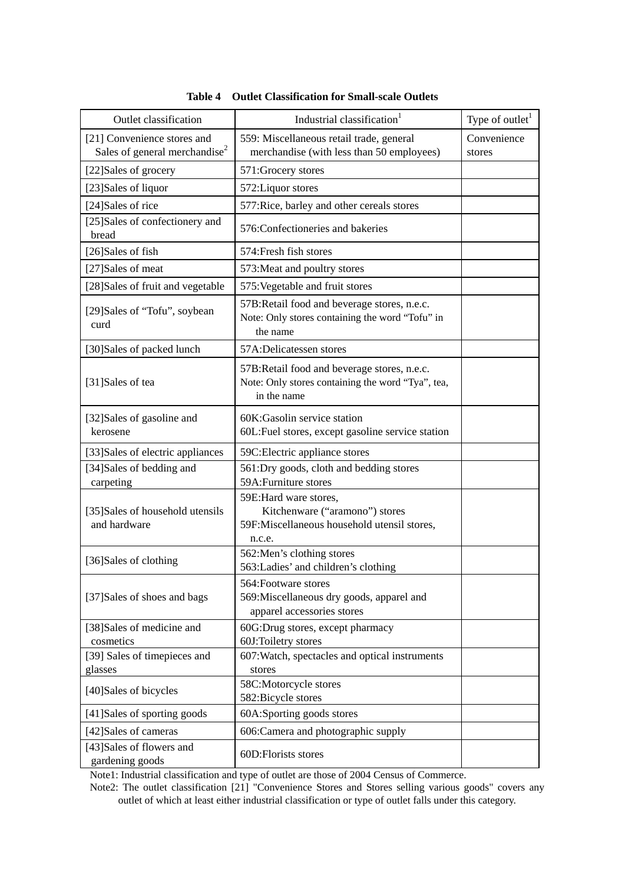**Table 4 Outlet Classification for Small-scale Outlets**

| Outlet classification | Industrial classification[1] | Type of outlet[1] |
|---|---|---|
| [21] Convenience stores and Sales of general merchandise[2] | 559: Miscellaneous retail trade, general merchandise (with less than 50 employees) | Convenience stores |
| [22]Sales of grocery | 571:Grocery stores | |
| [23]Sales of liquor | 572:Liquor stores | |
| [24]Sales of rice | 577:Rice, barley and other cereals stores | |
| [25]Sales of confectionery and bread | 576:Confectioneries and bakeries | |
| [26]Sales of fish | 574:Fresh fish stores | |
| [27]Sales of meat | 573:Meat and poultry stores | |
| [28]Sales of fruit and vegetable | 575:Vegetable and fruit stores | |
| [29]Sales of “Tofu”, soybean curd | 57B:Retail food and beverage stores, n.e.c.<br>Note: Only stores containing the word “Tofu” in the name | |
| [30]Sales of packed lunch | 57A:Delicatessen stores | |
| [31]Sales of tea | 57B:Retail food and beverage stores, n.e.c.<br>Note: Only stores containing the word “Tya”, tea, in the name | |
| [32]Sales of gasoline and kerosene | 60K:Gasolin service station<br>60L:Fuel stores, except gasoline service station | |
| [33]Sales of electric appliances | 59C:Electric appliance stores | |
| [34]Sales of bedding and carpeting | 561:Dry goods, cloth and bedding stores<br>59A:Furniture stores | |
| [35]Sales of household utensils and hardware | 59E:Hard ware stores, Kitchenware (“aramono”) stores<br>59F:Miscellaneous household utensil stores, n.c.e. | |
| [36]Sales of clothing | 562:Men’s clothing stores<br>563:Ladies’ and children’s clothing | |
| [37]Sales of shoes and bags | 564:Footware stores<br>569:Miscellaneous dry goods, apparel and apparel accessories stores | |
| [38]Sales of medicine and cosmetics | 60G:Drug stores, except pharmacy<br>60J:Toiletry stores | |
| [39] Sales of timepieces and glasses | 607:Watch, spectacles and optical instruments stores | |
| [40]Sales of bicycles | 58C:Motorcycle stores<br>582:Bicycle stores | |
| [41]Sales of sporting goods | 60A:Sporting goods stores | |
| [42]Sales of cameras | 606:Camera and photographic supply | |
| [43]Sales of flowers and gardening goods | 60D:Florists stores | |

Note1: Industrial classification and type of outlet are those of 2004 Census of Commerce.

Note2: The outlet classification [21] "Convenience Stores and Stores selling various goods" covers any outlet of which at least either industrial classification or type of outlet falls under this category.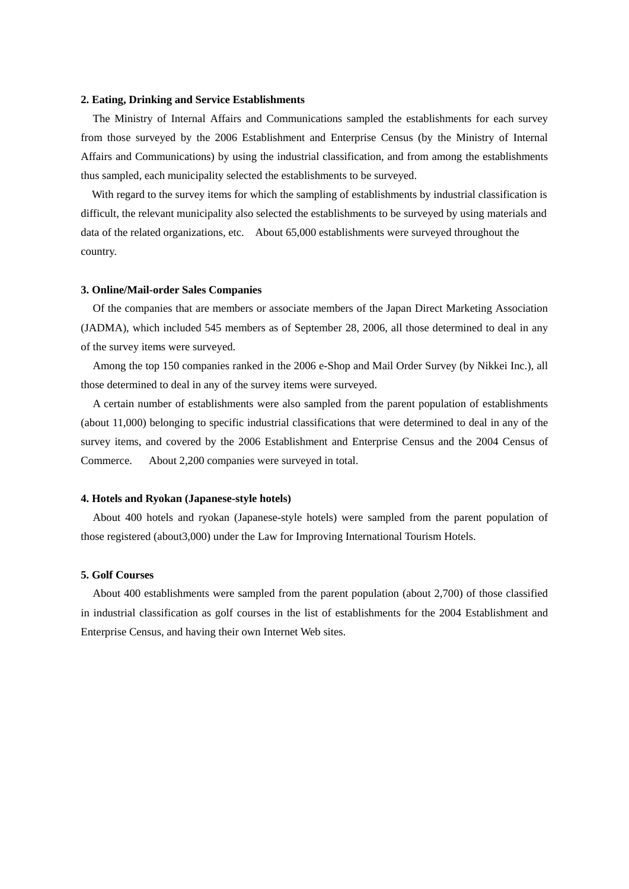**2. Eating, Drinking and Service Establishments**

The Ministry of Internal Affairs and Communications sampled the establishments for each survey from those surveyed by the 2006 Establishment and Enterprise Census (by the Ministry of Internal Affairs and Communications) by using the industrial classification, and from among the establishments thus sampled, each municipality selected the establishments to be surveyed.

With regard to the survey items for which the sampling of establishments by industrial classification is difficult, the relevant municipality also selected the establishments to be surveyed by using materials and data of the related organizations, etc. About 65,000 establishments were surveyed throughout the country.

**3. Online/Mail-order Sales Companies**

Of the companies that are members or associate members of the Japan Direct Marketing Association (JADMA), which included 545 members as of September 28, 2006, all those determined to deal in any of the survey items were surveyed.

Among the top 150 companies ranked in the 2006 e-Shop and Mail Order Survey (by Nikkei Inc.), all those determined to deal in any of the survey items were surveyed.

A certain number of establishments were also sampled from the parent population of establishments (about 11,000) belonging to specific industrial classifications that were determined to deal in any of the survey items, and covered by the 2006 Establishment and Enterprise Census and the 2004 Census of Commerce. About 2,200 companies were surveyed in total.

**4. Hotels and Ryokan (Japanese-style hotels)**

About 400 hotels and ryokan (Japanese-style hotels) were sampled from the parent population of those registered (about3,000) under the Law for Improving International Tourism Hotels.

**5. Golf Courses**

About 400 establishments were sampled from the parent population (about 2,700) of those classified in industrial classification as golf courses in the list of establishments for the 2004 Establishment and Enterprise Census, and having their own Internet Web sites.